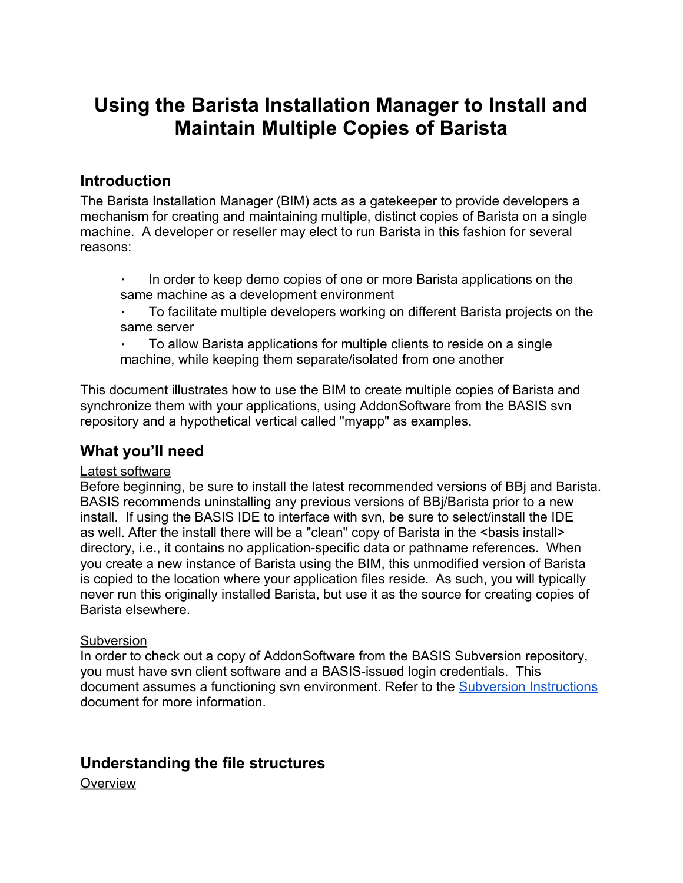# Using the Barista Installation Manager to Install and Maintain Multiple Copies of Barista

## Introduction

The Barista Installation Manager (BIM) acts as a gatekeeper to provide developers a mechanism for creating and maintaining multiple, distinct copies of Barista on a single machine. A developer or reseller may elect to run Barista in this fashion for several reasons:

- In order to keep demo copies of one or more Barista applications on the same machine as a development environment
- To facilitate multiple developers working on different Barista projects on the same server
- To allow Barista applications for multiple clients to reside on a single machine, while keeping them separate/isolated from one another

This document illustrates how to use the BIM to create multiple copies of Barista and synchronize them with your applications, using AddonSoftware from the BASIS svn repository and a hypothetical vertical called "myapp" as examples.

## What you'll need

Latest software

Before beginning, be sure to install the latest recommended versions of BBj and Barista. BASIS recommends uninstalling any previous versions of BBj/Barista prior to a new install. If using the BASIS IDE to interface with svn, be sure to select/install the IDE as well. After the install there will be a "clean" copy of Barista in the <basis install> directory, i.e., it contains no application-specific data or pathname references. When you create a new instance of Barista using the BIM, this unmodified version of Barista is copied to the location where your application files reside. As such, you will typically never run this originally installed Barista, but use it as the source for creating copies of Barista elsewhere.

Subversion

In order to check out a copy of AddonSoftware from the BASIS Subversion repository, you must have svn client software and a BASIS-issued login credentials. This document assumes a functioning svn environment. Refer to the [Subversion Instructions](Subversion Instructions) document for more information.

## Understanding the file structures

Overview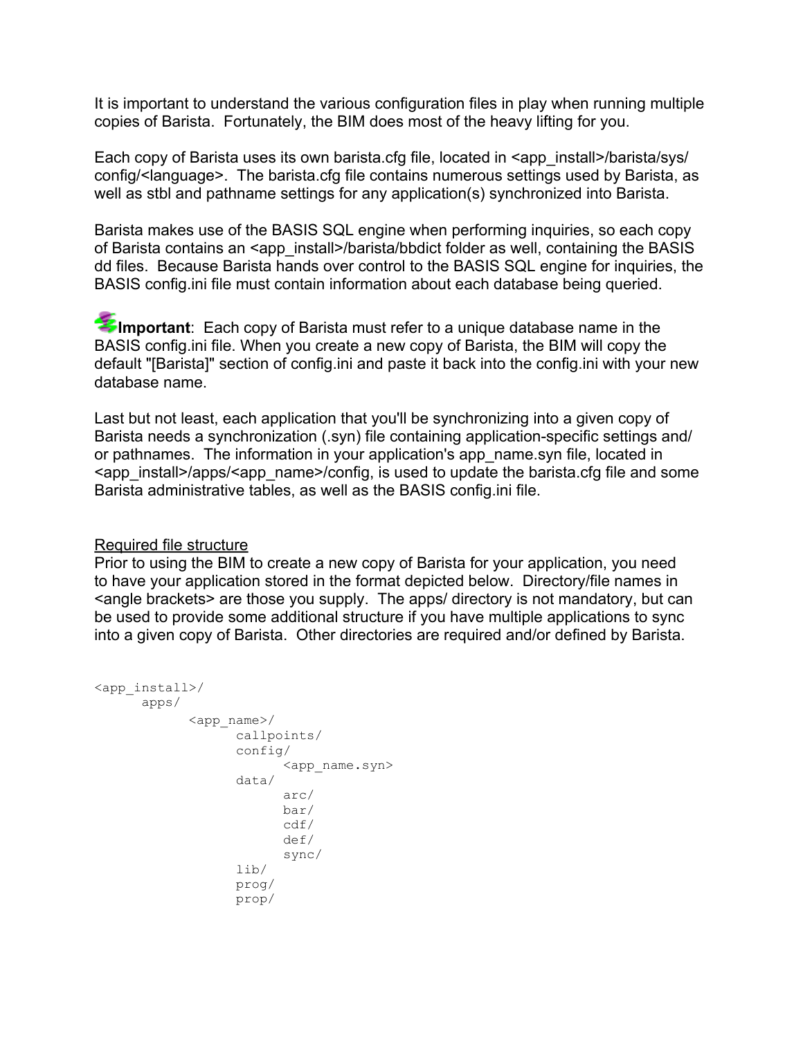It is important to understand the various configuration files in play when running multiple copies of Barista. Fortunately, the BIM does most of the heavy lifting for you.

Each copy of Barista uses its own barista.cfg file, located in <app_install>/barista/sys/config/<language>. The barista.cfg file contains numerous settings used by Barista, as well as stbl and pathname settings for any application(s) synchronized into Barista.

Barista makes use of the BASIS SQL engine when performing inquiries, so each copy of Barista contains an <app_install>/barista/bbdict folder as well, containing the BASIS dd files. Because Barista hands over control to the BASIS SQL engine for inquiries, the BASIS config.ini file must contain information about each database being queried.

**Important**: Each copy of Barista must refer to a unique database name in the BASIS config.ini file. When you create a new copy of Barista, the BIM will copy the default "[Barista]" section of config.ini and paste it back into the config.ini with your new database name.

Last but not least, each application that you'll be synchronizing into a given copy of Barista needs a synchronization (.syn) file containing application-specific settings and/or pathnames. The information in your application's app_name.syn file, located in <app_install>/apps/<app_name>/config, is used to update the barista.cfg file and some Barista administrative tables, as well as the BASIS config.ini file.

Required file structure

Prior to using the BIM to create a new copy of Barista for your application, you need to have your application stored in the format depicted below. Directory/file names in <angle brackets> are those you supply. The apps/ directory is not mandatory, but can be used to provide some additional structure if you have multiple applications to sync into a given copy of Barista. Other directories are required and/or defined by Barista.

```
<app_install>/
      apps/
            <app_name>/
                  callpoints/
                  config/
                        <app_name.syn>
                  data/
                        arc/
                        bar/
                        cdf/
                        def/
                        sync/
                  lib/
                  prog/
                  prop/
```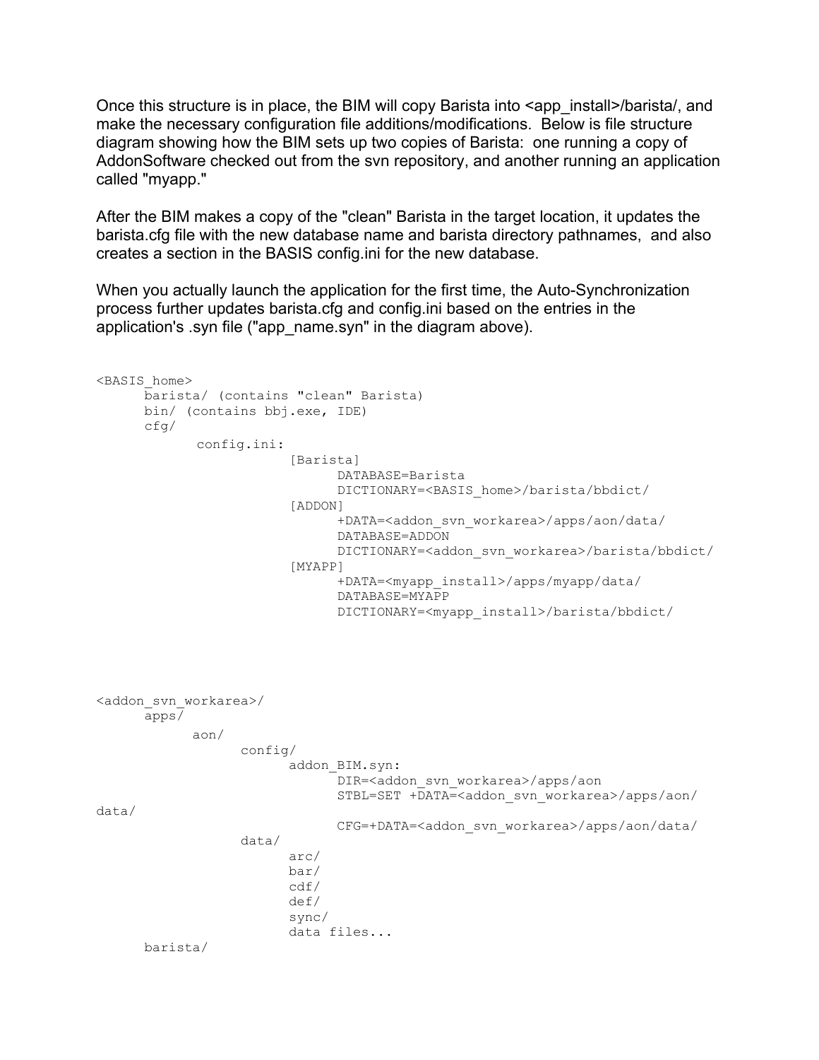Once this structure is in place, the BIM will copy Barista into <app_install>/barista/, and make the necessary configuration file additions/modifications. Below is file structure diagram showing how the BIM sets up two copies of Barista: one running a copy of AddonSoftware checked out from the svn repository, and another running an application called "myapp."

After the BIM makes a copy of the "clean" Barista in the target location, it updates the barista.cfg file with the new database name and barista directory pathnames, and also creates a section in the BASIS config.ini for the new database.

When you actually launch the application for the first time, the Auto-Synchronization process further updates barista.cfg and config.ini based on the entries in the application's .syn file ("app_name.syn" in the diagram above).

```
<BASIS_home>
      barista/ (contains "clean" Barista)
      bin/ (contains bbj.exe, IDE)
      cfg/
             config.ini:
                        [Barista]
                              DATABASE=Barista
                              DICTIONARY=<BASIS_home>/barista/bbdict/
                        [ADDON]
                              +DATA=<addon_svn_workarea>/apps/aon/data/
                              DATABASE=ADDON
                              DICTIONARY=<addon_svn_workarea>/barista/bbdict/
                        [MYAPP]
                              +DATA=<myapp_install>/apps/myapp/data/
                              DATABASE=MYAPP
                              DICTIONARY=<myapp_install>/barista/bbdict/




<addon_svn_workarea>/
      apps/
            aon/
                  config/
                        addon_BIM.syn:
                              DIR=<addon_svn_workarea>/apps/aon
                              STBL=SET +DATA=<addon_svn_workarea>/apps/aon/
data/
                              CFG=+DATA=<addon_svn_workarea>/apps/aon/data/
                  data/
                        arc/
                        bar/
                        cdf/
                        def/
                        sync/
                        data files...
      barista/
```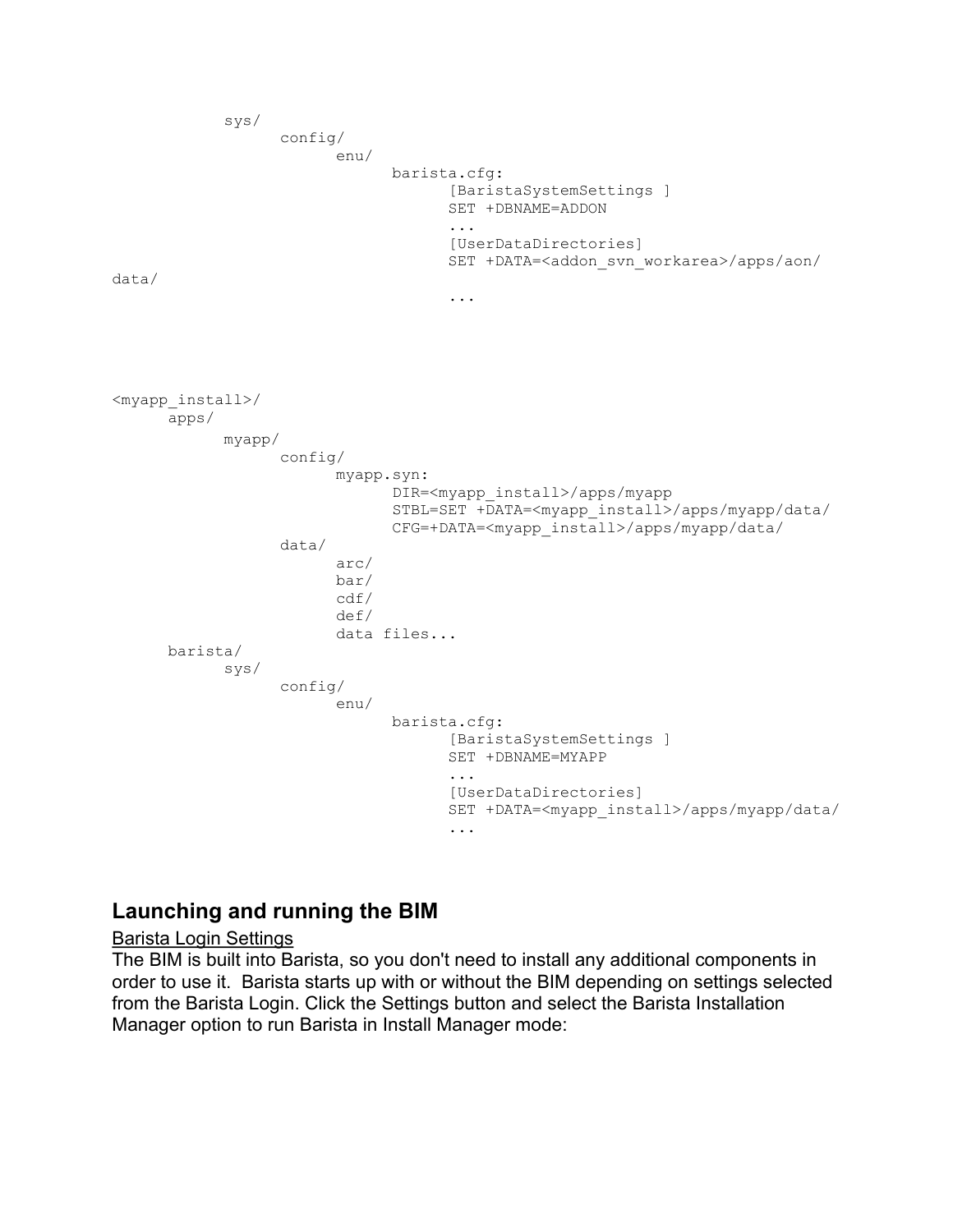```
            sys/
                  config/
                        enu/
                              barista.cfg:
                                    [BaristaSystemSettings ]
                                    SET +DBNAME=ADDON
                                    ...
                                    [UserDataDirectories]
                                    SET +DATA=<addon_svn_workarea>/apps/aon/
data/
                                    ...
```

```
<myapp_install>/
      apps/
            myapp/
                  config/
                        myapp.syn:
                              DIR=<myapp_install>/apps/myapp
                              STBL=SET +DATA=<myapp_install>/apps/myapp/data/
                              CFG=+DATA=<myapp_install>/apps/myapp/data/
                  data/
                        arc/
                        bar/
                        cdf/
                        def/
                        data files...
      barista/
            sys/
                  config/
                        enu/
                              barista.cfg:
                                    [BaristaSystemSettings ]
                                    SET +DBNAME=MYAPP
                                    ...
                                    [UserDataDirectories]
                                    SET +DATA=<myapp_install>/apps/myapp/data/
                                    ...
```

## Launching and running the BIM

Barista Login Settings

The BIM is built into Barista, so you don't need to install any additional components in order to use it. Barista starts up with or without the BIM depending on settings selected from the Barista Login. Click the Settings button and select the Barista Installation Manager option to run Barista in Install Manager mode: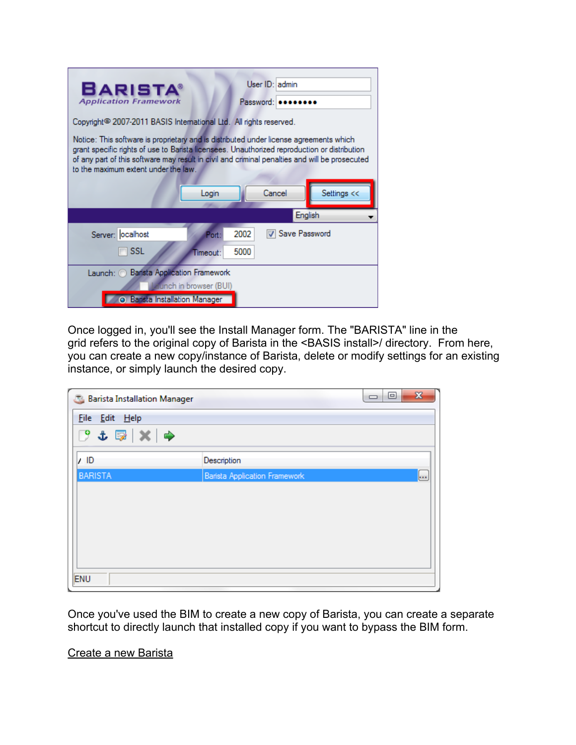Once logged in, you'll see the Install Manager form. The "BARISTA" line in the grid refers to the original copy of Barista in the <BASIS install>/ directory. From here, you can create a new copy/instance of Barista, delete or modify settings for an existing instance, or simply launch the desired copy.

Once you've used the BIM to create a new copy of Barista, you can create a separate shortcut to directly launch that installed copy if you want to bypass the BIM form.

Create a new Barista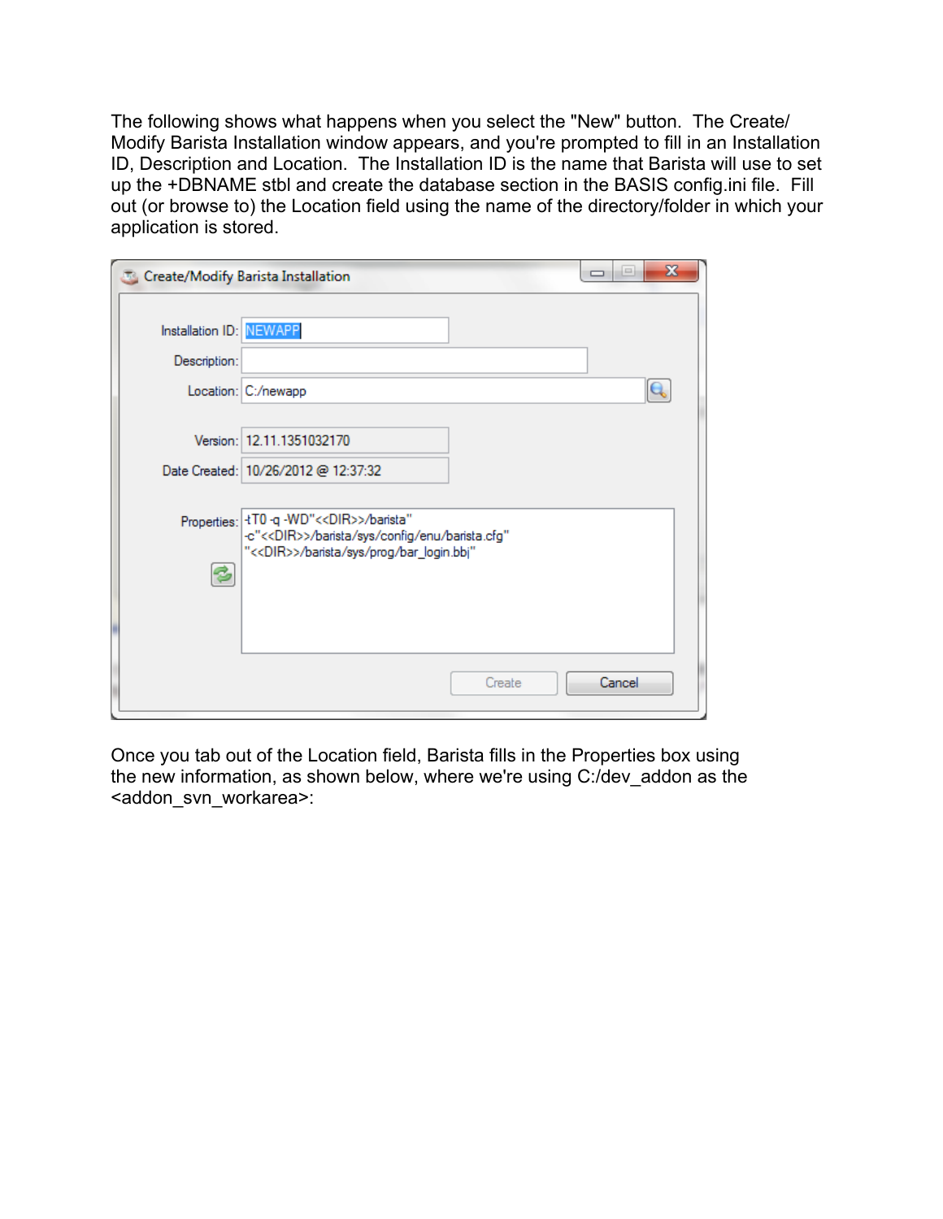The following shows what happens when you select the "New" button. The Create/Modify Barista Installation window appears, and you're prompted to fill in an Installation ID, Description and Location. The Installation ID is the name that Barista will use to set up the +DBNAME stbl and create the database section in the BASIS config.ini file. Fill out (or browse to) the Location field using the name of the directory/folder in which your application is stored.

Create/Modify Barista Installation

Installation ID: NEWAPP

Description:

Location: C:/newapp

Version: 12.11.1351032170

Date Created: 10/26/2012 @ 12:37:32

Properties:

```
-tT0 -q -WD"<<DIR>>/barista"
-c"<<DIR>>/barista/sys/config/enu/barista.cfg"
"<<DIR>>/barista/sys/prog/bar_login.bbj"
```

Create Cancel

Once you tab out of the Location field, Barista fills in the Properties box using the new information, as shown below, where we're using C:/dev_addon as the <addon_svn_workarea>: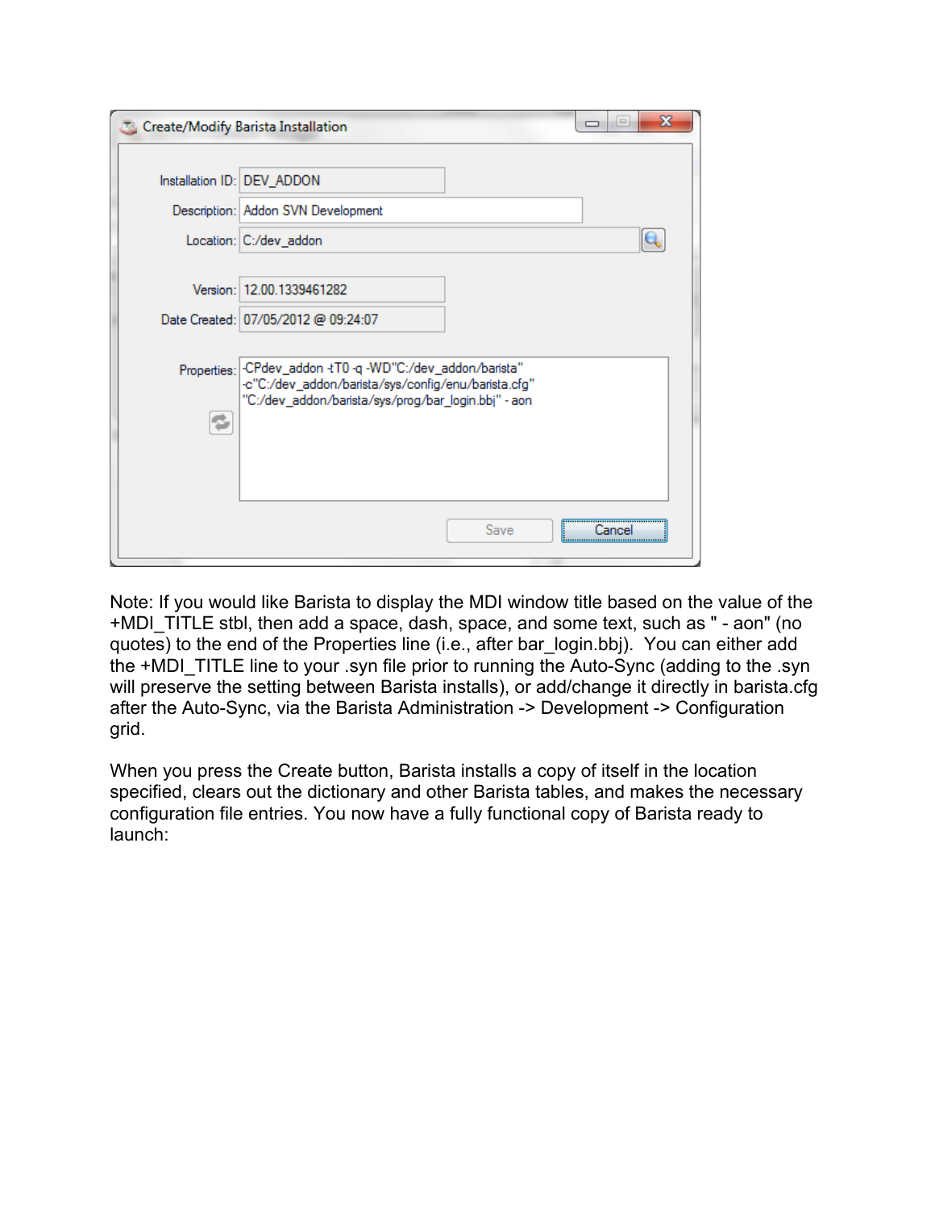Note: If you would like Barista to display the MDI window title based on the value of the +MDI_TITLE stbl, then add a space, dash, space, and some text, such as " - aon" (no quotes) to the end of the Properties line (i.e., after bar_login.bbj). You can either add the +MDI_TITLE line to your .syn file prior to running the Auto-Sync (adding to the .syn will preserve the setting between Barista installs), or add/change it directly in barista.cfg after the Auto-Sync, via the Barista Administration -> Development -> Configuration grid.

When you press the Create button, Barista installs a copy of itself in the location specified, clears out the dictionary and other Barista tables, and makes the necessary configuration file entries. You now have a fully functional copy of Barista ready to launch: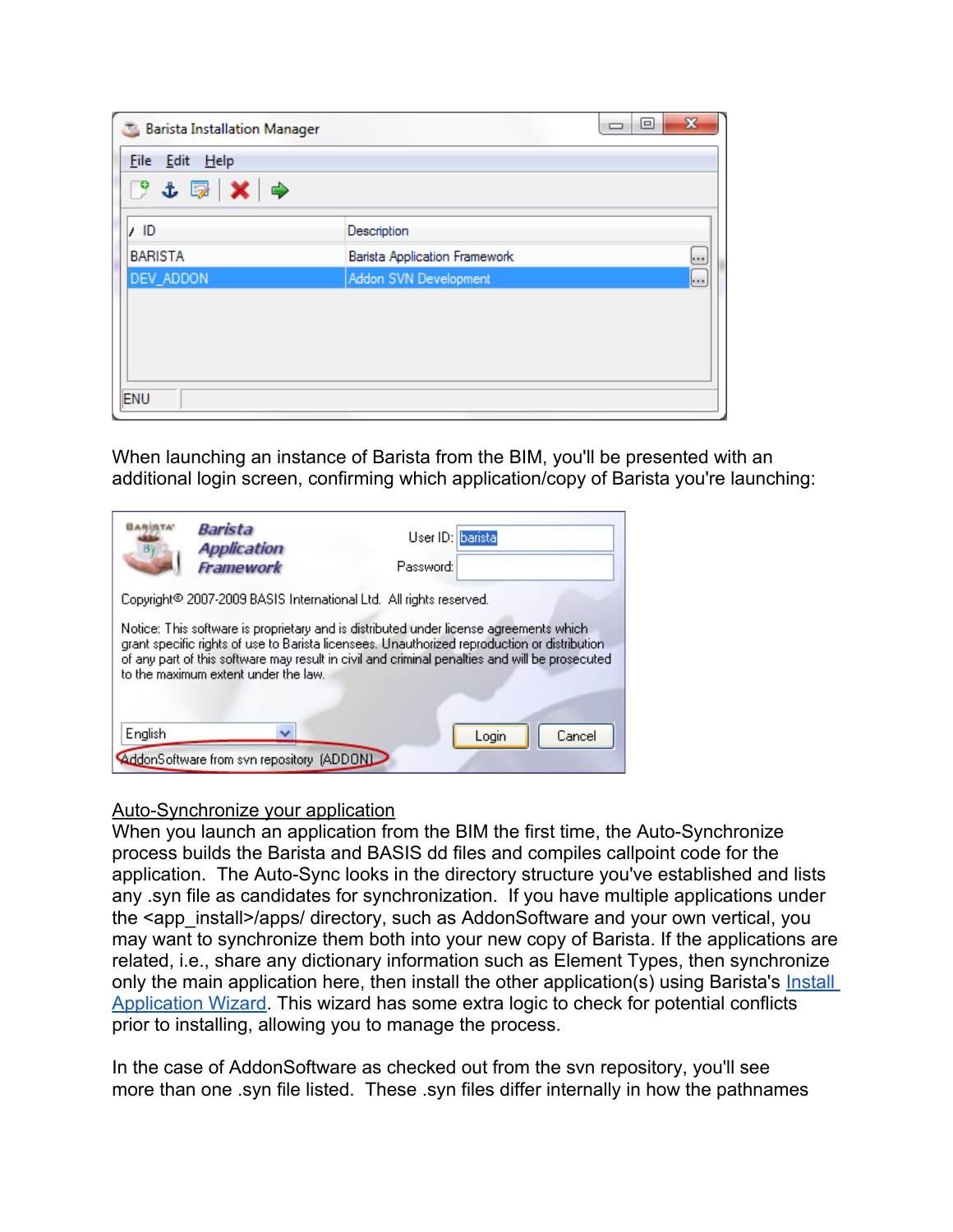When launching an instance of Barista from the BIM, you'll be presented with an additional login screen, confirming which application/copy of Barista you're launching:

Auto-Synchronize your application

When you launch an application from the BIM the first time, the Auto-Synchronize process builds the Barista and BASIS dd files and compiles callpoint code for the application. The Auto-Sync looks in the directory structure you've established and lists any .syn file as candidates for synchronization. If you have multiple applications under the <app_install>/apps/ directory, such as AddonSoftware and your own vertical, you may want to synchronize them both into your new copy of Barista. If the applications are related, i.e., share any dictionary information such as Element Types, then synchronize only the main application here, then install the other application(s) using Barista's Install Application Wizard. This wizard has some extra logic to check for potential conflicts prior to installing, allowing you to manage the process.

In the case of AddonSoftware as checked out from the svn repository, you'll see more than one .syn file listed. These .syn files differ internally in how the pathnames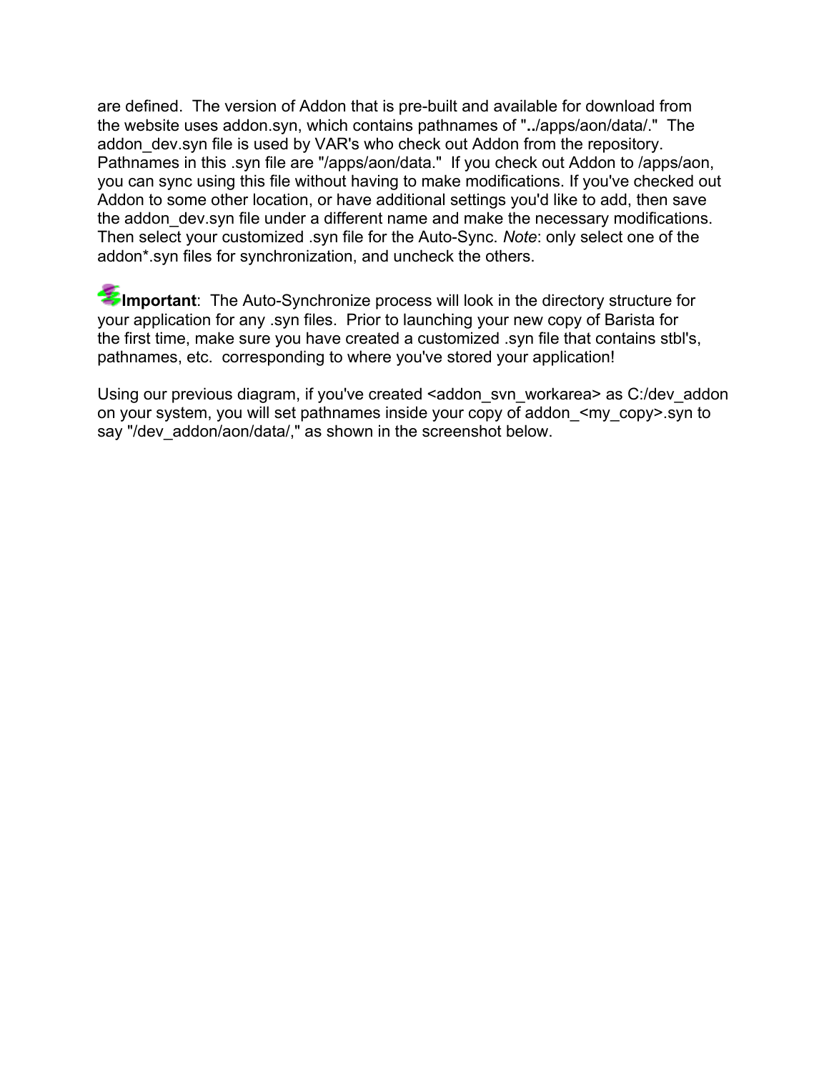are defined. The version of Addon that is pre-built and available for download from the website uses addon.syn, which contains pathnames of "**..**/apps/aon/data/." The addon_dev.syn file is used by VAR's who check out Addon from the repository. Pathnames in this .syn file are "/apps/aon/data." If you check out Addon to /apps/aon, you can sync using this file without having to make modifications. If you've checked out Addon to some other location, or have additional settings you'd like to add, then save the addon_dev.syn file under a different name and make the necessary modifications. Then select your customized .syn file for the Auto-Sync. *Note*: only select one of the addon*.syn files for synchronization, and uncheck the others.

**Important**: The Auto-Synchronize process will look in the directory structure for your application for any .syn files. Prior to launching your new copy of Barista for the first time, make sure you have created a customized .syn file that contains stbl's, pathnames, etc. corresponding to where you've stored your application!

Using our previous diagram, if you've created <addon_svn_workarea> as C:/dev_addon on your system, you will set pathnames inside your copy of addon_<my_copy>.syn to say "/dev_addon/aon/data/," as shown in the screenshot below.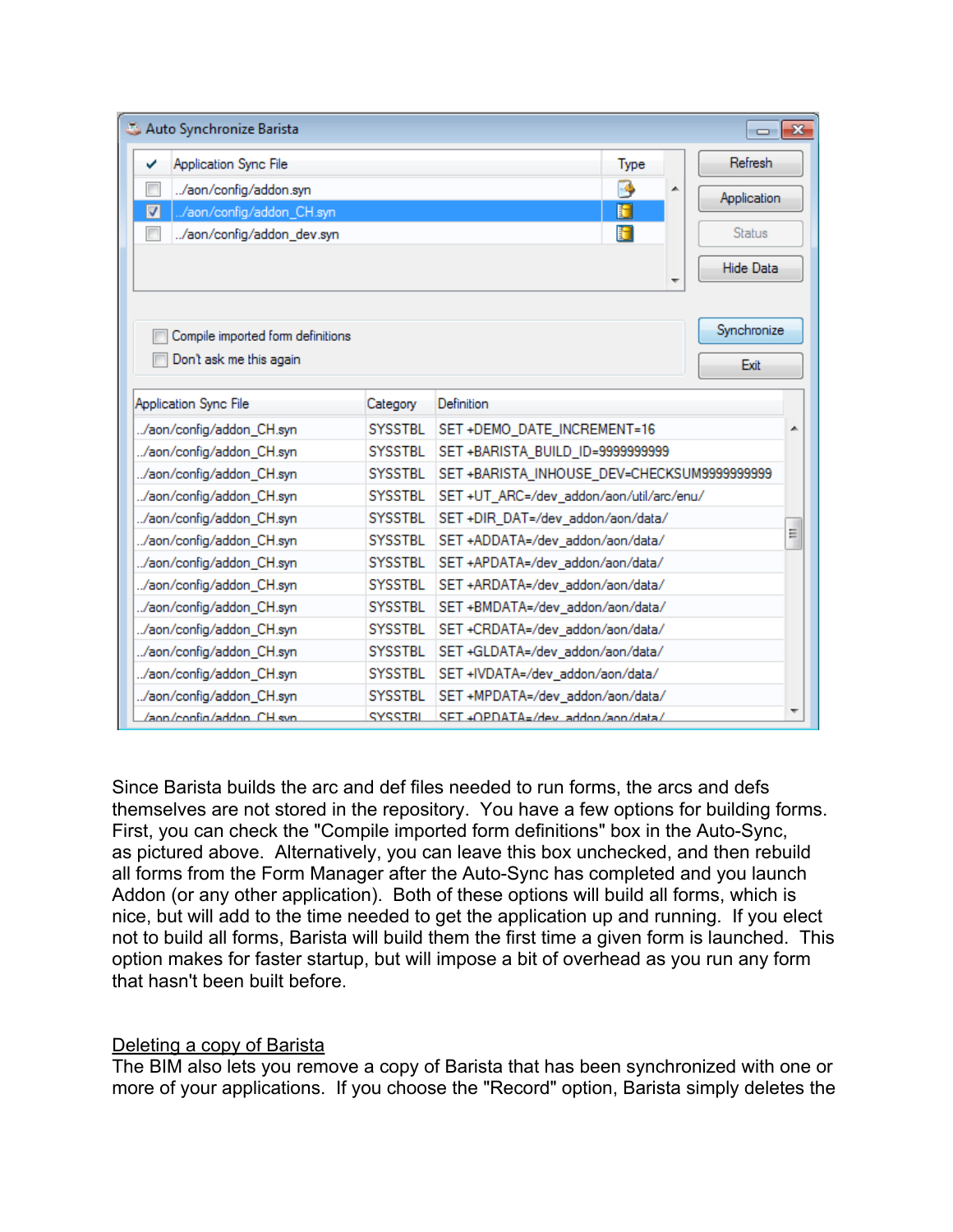Since Barista builds the arc and def files needed to run forms, the arcs and defs themselves are not stored in the repository. You have a few options for building forms. First, you can check the "Compile imported form definitions" box in the Auto-Sync, as pictured above. Alternatively, you can leave this box unchecked, and then rebuild all forms from the Form Manager after the Auto-Sync has completed and you launch Addon (or any other application). Both of these options will build all forms, which is nice, but will add to the time needed to get the application up and running. If you elect not to build all forms, Barista will build them the first time a given form is launched. This option makes for faster startup, but will impose a bit of overhead as you run any form that hasn't been built before.

## Deleting a copy of Barista

The BIM also lets you remove a copy of Barista that has been synchronized with one or more of your applications. If you choose the "Record" option, Barista simply deletes the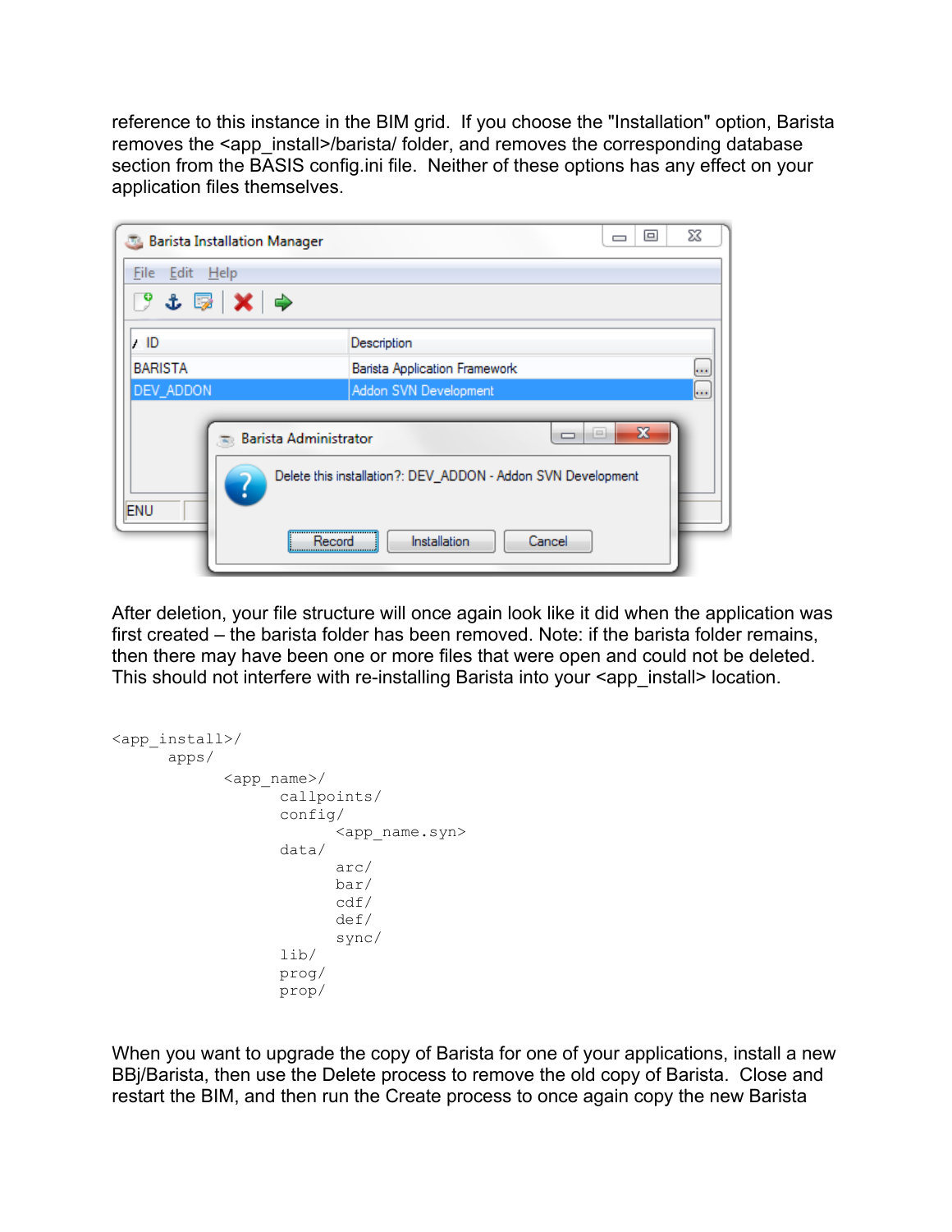reference to this instance in the BIM grid. If you choose the "Installation" option, Barista removes the <app_install>/barista/ folder, and removes the corresponding database section from the BASIS config.ini file. Neither of these options has any effect on your application files themselves.

After deletion, your file structure will once again look like it did when the application was first created – the barista folder has been removed. Note: if the barista folder remains, then there may have been one or more files that were open and could not be deleted. This should not interfere with re-installing Barista into your <app_install> location.

```
<app_install>/
      apps/
            <app_name>/
                  callpoints/
                  config/
                        <app_name.syn>
                  data/
                        arc/
                        bar/
                        cdf/
                        def/
                        sync/
                  lib/
                  prog/
                  prop/
```

When you want to upgrade the copy of Barista for one of your applications, install a new BBj/Barista, then use the Delete process to remove the old copy of Barista. Close and restart the BIM, and then run the Create process to once again copy the new Barista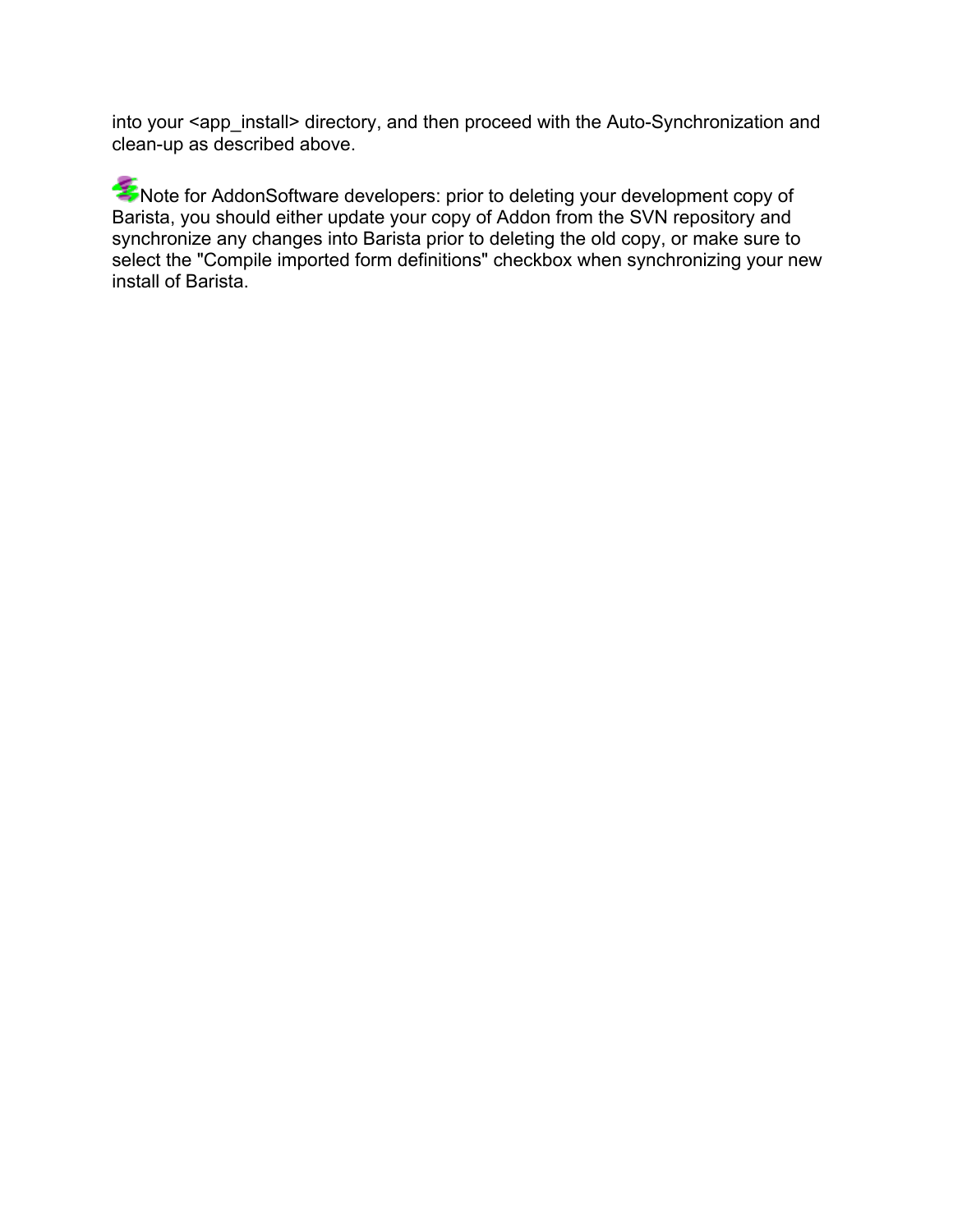into your <app_install> directory, and then proceed with the Auto-Synchronization and clean-up as described above.

Note for AddonSoftware developers: prior to deleting your development copy of Barista, you should either update your copy of Addon from the SVN repository and synchronize any changes into Barista prior to deleting the old copy, or make sure to select the "Compile imported form definitions" checkbox when synchronizing your new install of Barista.